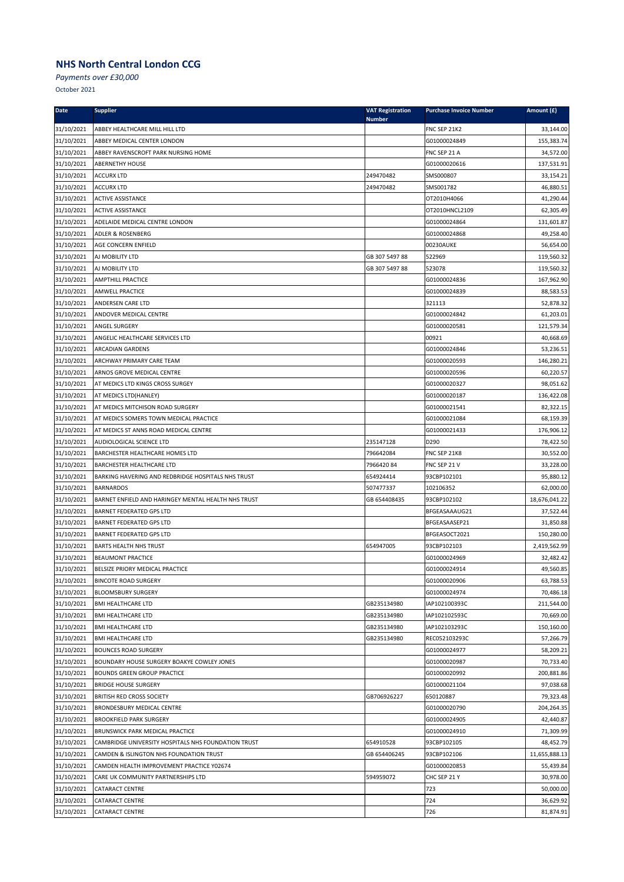## NHS North Central London CCG

*Payments over £30,000*

October 2021

| Date | Supplier | VAT Registration Number | Purchase Invoice Number | Amount (£) |
|---|---|---|---|---|
| 31/10/2021 | ABBEY HEALTHCARE MILL HILL LTD | | FNC SEP 21K2 | 33,144.00 |
| 31/10/2021 | ABBEY MEDICAL CENTER LONDON | | G01000024849 | 155,383.74 |
| 31/10/2021 | ABBEY RAVENSCROFT PARK NURSING HOME | | FNC SEP 21 A | 34,572.00 |
| 31/10/2021 | ABERNETHY HOUSE | | G01000020616 | 137,531.91 |
| 31/10/2021 | ACCURX LTD | 249470482 | SMS000807 | 33,154.21 |
| 31/10/2021 | ACCURX LTD | 249470482 | SMS001782 | 46,880.51 |
| 31/10/2021 | ACTIVE ASSISTANCE | | OT2010H4066 | 41,290.44 |
| 31/10/2021 | ACTIVE ASSISTANCE | | OT2010HNCL2109 | 62,305.49 |
| 31/10/2021 | ADELAIDE MEDICAL CENTRE LONDON | | G01000024864 | 131,601.87 |
| 31/10/2021 | ADLER & ROSENBERG | | G01000024868 | 49,258.40 |
| 31/10/2021 | AGE CONCERN ENFIELD | | 00230AUKE | 56,654.00 |
| 31/10/2021 | AJ MOBILITY LTD | GB 307 5497 88 | 522969 | 119,560.32 |
| 31/10/2021 | AJ MOBILITY LTD | GB 307 5497 88 | 523078 | 119,560.32 |
| 31/10/2021 | AMPTHILL PRACTICE | | G01000024836 | 167,962.90 |
| 31/10/2021 | AMWELL PRACTICE | | G01000024839 | 88,583.53 |
| 31/10/2021 | ANDERSEN CARE LTD | | 321113 | 52,878.32 |
| 31/10/2021 | ANDOVER MEDICAL CENTRE | | G01000024842 | 61,203.01 |
| 31/10/2021 | ANGEL SURGERY | | G01000020581 | 121,579.34 |
| 31/10/2021 | ANGELIC HEALTHCARE SERVICES LTD | | 00921 | 40,668.69 |
| 31/10/2021 | ARCADIAN GARDENS | | G01000024846 | 53,236.51 |
| 31/10/2021 | ARCHWAY PRIMARY CARE TEAM | | G01000020593 | 146,280.21 |
| 31/10/2021 | ARNOS GROVE MEDICAL CENTRE | | G01000020596 | 60,220.57 |
| 31/10/2021 | AT MEDICS LTD KINGS CROSS SURGEY | | G01000020327 | 98,051.62 |
| 31/10/2021 | AT MEDICS LTD(HANLEY) | | G01000020187 | 136,422.08 |
| 31/10/2021 | AT MEDICS MITCHISON ROAD SURGERY | | G01000021541 | 82,322.15 |
| 31/10/2021 | AT MEDICS SOMERS TOWN MEDICAL PRACTICE | | G01000021084 | 68,159.39 |
| 31/10/2021 | AT MEDICS ST ANNS ROAD MEDICAL CENTRE | | G01000021433 | 176,906.12 |
| 31/10/2021 | AUDIOLOGICAL SCIENCE LTD | 235147128 | D290 | 78,422.50 |
| 31/10/2021 | BARCHESTER HEALTHCARE HOMES LTD | 796642084 | FNC SEP 21K8 | 30,552.00 |
| 31/10/2021 | BARCHESTER HEALTHCARE LTD | 7966420 84 | FNC SEP 21 V | 33,228.00 |
| 31/10/2021 | BARKING HAVERING AND REDBRIDGE HOSPITALS NHS TRUST | 654924414 | 93CBP102101 | 95,880.12 |
| 31/10/2021 | BARNARDOS | 507477337 | 102106352 | 62,000.00 |
| 31/10/2021 | BARNET ENFIELD AND HARINGEY MENTAL HEALTH NHS TRUST | GB 654408435 | 93CBP102102 | 18,676,041.22 |
| 31/10/2021 | BARNET FEDERATED GPS LTD | | BFGEASAAAUG21 | 37,522.44 |
| 31/10/2021 | BARNET FEDERATED GPS LTD | | BFGEASAASEP21 | 31,850.88 |
| 31/10/2021 | BARNET FEDERATED GPS LTD | | BFGEASOCT2021 | 150,280.00 |
| 31/10/2021 | BARTS HEALTH NHS TRUST | 654947005 | 93CBP102103 | 2,419,562.99 |
| 31/10/2021 | BEAUMONT PRACTICE | | G01000024969 | 32,482.42 |
| 31/10/2021 | BELSIZE PRIORY MEDICAL PRACTICE | | G01000024914 | 49,560.85 |
| 31/10/2021 | BINCOTE ROAD SURGERY | | G01000020906 | 63,788.53 |
| 31/10/2021 | BLOOMSBURY SURGERY | | G01000024974 | 70,486.18 |
| 31/10/2021 | BMI HEALTHCARE LTD | GB235134980 | IAP102100393C | 211,544.00 |
| 31/10/2021 | BMI HEALTHCARE LTD | GB235134980 | IAP102102593C | 70,669.00 |
| 31/10/2021 | BMI HEALTHCARE LTD | GB235134980 | IAP102103293C | 150,160.00 |
| 31/10/2021 | BMI HEALTHCARE LTD | GB235134980 | REC052103293C | 57,266.79 |
| 31/10/2021 | BOUNCES ROAD SURGERY | | G01000024977 | 58,209.21 |
| 31/10/2021 | BOUNDARY HOUSE SURGERY BOAKYE COWLEY JONES | | G01000020987 | 70,733.40 |
| 31/10/2021 | BOUNDS GREEN GROUP PRACTICE | | G01000020992 | 200,881.86 |
| 31/10/2021 | BRIDGE HOUSE SURGERY | | G01000021104 | 97,038.68 |
| 31/10/2021 | BRITISH RED CROSS SOCIETY | GB706926227 | 650120887 | 79,323.48 |
| 31/10/2021 | BRONDESBURY MEDICAL CENTRE | | G01000020790 | 204,264.35 |
| 31/10/2021 | BROOKFIELD PARK SURGERY | | G01000024905 | 42,440.87 |
| 31/10/2021 | BRUNSWICK PARK MEDICAL PRACTICE | | G01000024910 | 71,309.99 |
| 31/10/2021 | CAMBRIDGE UNIVERSITY HOSPITALS NHS FOUNDATION TRUST | 654910528 | 93CBP102105 | 48,452.79 |
| 31/10/2021 | CAMDEN & ISLINGTON NHS FOUNDATION TRUST | GB 654406245 | 93CBP102106 | 11,655,888.13 |
| 31/10/2021 | CAMDEN HEALTH IMPROVEMENT PRACTICE Y02674 | | G01000020853 | 55,439.84 |
| 31/10/2021 | CARE UK COMMUNITY PARTNERSHIPS LTD | 594959072 | CHC SEP 21 Y | 30,978.00 |
| 31/10/2021 | CATARACT CENTRE | | 723 | 50,000.00 |
| 31/10/2021 | CATARACT CENTRE | | 724 | 36,629.92 |
| 31/10/2021 | CATARACT CENTRE | | 726 | 81,874.91 |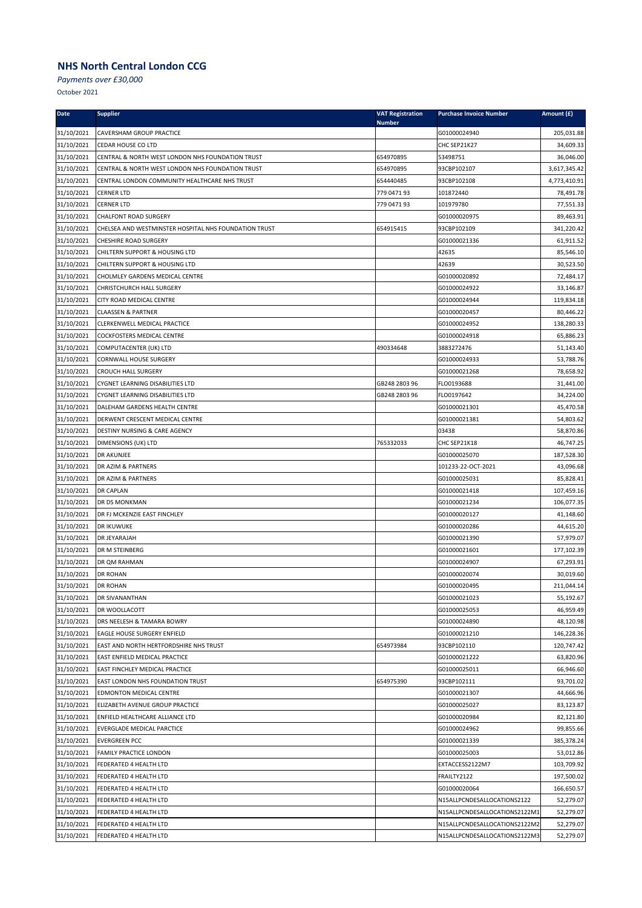## NHS North Central London CCG

*Payments over £30,000*

October 2021

| Date | Supplier | VAT Registration Number | Purchase Invoice Number | Amount (£) |
|---|---|---|---|---|
| 31/10/2021 | CAVERSHAM GROUP PRACTICE | | G01000024940 | 205,031.88 |
| 31/10/2021 | CEDAR HOUSE CO LTD | | CHC SEP21K27 | 34,609.33 |
| 31/10/2021 | CENTRAL & NORTH WEST LONDON NHS FOUNDATION TRUST | 654970895 | 53498751 | 36,046.00 |
| 31/10/2021 | CENTRAL & NORTH WEST LONDON NHS FOUNDATION TRUST | 654970895 | 93CBP102107 | 3,617,345.42 |
| 31/10/2021 | CENTRAL LONDON COMMUNITY HEALTHCARE NHS TRUST | 654440485 | 93CBP102108 | 4,773,410.91 |
| 31/10/2021 | CERNER LTD | 779 0471 93 | 101872440 | 78,491.78 |
| 31/10/2021 | CERNER LTD | 779 0471 93 | 101979780 | 77,551.33 |
| 31/10/2021 | CHALFONT ROAD SURGERY | | G01000020975 | 89,463.91 |
| 31/10/2021 | CHELSEA AND WESTMINSTER HOSPITAL NHS FOUNDATION TRUST | 654915415 | 93CBP102109 | 341,220.42 |
| 31/10/2021 | CHESHIRE ROAD SURGERY | | G01000021336 | 61,911.52 |
| 31/10/2021 | CHILTERN SUPPORT & HOUSING LTD | | 42635 | 85,546.10 |
| 31/10/2021 | CHILTERN SUPPORT & HOUSING LTD | | 42639 | 30,523.50 |
| 31/10/2021 | CHOLMLEY GARDENS MEDICAL CENTRE | | G01000020892 | 72,484.17 |
| 31/10/2021 | CHRISTCHURCH HALL SURGERY | | G01000024922 | 33,146.87 |
| 31/10/2021 | CITY ROAD MEDICAL CENTRE | | G01000024944 | 119,834.18 |
| 31/10/2021 | CLAASSEN & PARTNER | | G01000020457 | 80,446.22 |
| 31/10/2021 | CLERKENWELL MEDICAL PRACTICE | | G01000024952 | 138,280.33 |
| 31/10/2021 | COCKFOSTERS MEDICAL CENTRE | | G01000024918 | 65,886.23 |
| 31/10/2021 | COMPUTACENTER (UK) LTD | 490334648 | 3883272476 | 51,143.40 |
| 31/10/2021 | CORNWALL HOUSE SURGERY | | G01000024933 | 53,788.76 |
| 31/10/2021 | CROUCH HALL SURGERY | | G01000021268 | 78,658.92 |
| 31/10/2021 | CYGNET LEARNING DISABILITIES LTD | GB248 2803 96 | FLO0193688 | 31,441.00 |
| 31/10/2021 | CYGNET LEARNING DISABILITIES LTD | GB248 2803 96 | FLO0197642 | 34,224.00 |
| 31/10/2021 | DALEHAM GARDENS HEALTH CENTRE | | G01000021301 | 45,470.58 |
| 31/10/2021 | DERWENT CRESCENT MEDICAL CENTRE | | G01000021381 | 54,803.62 |
| 31/10/2021 | DESTINY NURSING & CARE AGENCY | | 03438 | 58,870.86 |
| 31/10/2021 | DIMENSIONS (UK) LTD | 765332033 | CHC SEP21K18 | 46,747.25 |
| 31/10/2021 | DR AKUNJEE | | G01000025070 | 187,528.30 |
| 31/10/2021 | DR AZIM & PARTNERS | | 101233-22-OCT-2021 | 43,096.68 |
| 31/10/2021 | DR AZIM & PARTNERS | | G01000025031 | 85,828.41 |
| 31/10/2021 | DR CAPLAN | | G01000021418 | 107,459.16 |
| 31/10/2021 | DR DS MONKMAN | | G01000021234 | 106,077.35 |
| 31/10/2021 | DR FJ MCKENZIE EAST FINCHLEY | | G01000020127 | 41,148.60 |
| 31/10/2021 | DR IKUWUKE | | G01000020286 | 44,615.20 |
| 31/10/2021 | DR JEYARAJAH | | G01000021390 | 57,979.07 |
| 31/10/2021 | DR M STEINBERG | | G01000021601 | 177,102.39 |
| 31/10/2021 | DR QM RAHMAN | | G01000024907 | 67,293.91 |
| 31/10/2021 | DR ROHAN | | G01000020074 | 30,019.60 |
| 31/10/2021 | DR ROHAN | | G01000020495 | 211,044.14 |
| 31/10/2021 | DR SIVANANTHAN | | G01000021023 | 55,192.67 |
| 31/10/2021 | DR WOOLLACOTT | | G01000025053 | 46,959.49 |
| 31/10/2021 | DRS NEELESH & TAMARA BOWRY | | G01000024890 | 48,120.98 |
| 31/10/2021 | EAGLE HOUSE SURGERY ENFIELD | | G01000021210 | 146,228.36 |
| 31/10/2021 | EAST AND NORTH HERTFORDSHIRE NHS TRUST | 654973984 | 93CBP102110 | 120,747.42 |
| 31/10/2021 | EAST ENFIELD MEDICAL PRACTICE | | G01000021222 | 63,820.96 |
| 31/10/2021 | EAST FINCHLEY MEDICAL PRACTICE | | G01000025011 | 66,946.60 |
| 31/10/2021 | EAST LONDON NHS FOUNDATION TRUST | 654975390 | 93CBP102111 | 93,701.02 |
| 31/10/2021 | EDMONTON MEDICAL CENTRE | | G01000021307 | 44,666.96 |
| 31/10/2021 | ELIZABETH AVENUE GROUP PRACTICE | | G01000025027 | 83,123.87 |
| 31/10/2021 | ENFIELD HEALTHCARE ALLIANCE LTD | | G01000020984 | 82,121.80 |
| 31/10/2021 | EVERGLADE MEDICAL PARCTICE | | G01000024962 | 99,855.66 |
| 31/10/2021 | EVERGREEN PCC | | G01000021339 | 385,378.24 |
| 31/10/2021 | FAMILY PRACTICE LONDON | | G01000025003 | 53,012.86 |
| 31/10/2021 | FEDERATED 4 HEALTH LTD | | EXTACCESS2122M7 | 103,709.92 |
| 31/10/2021 | FEDERATED 4 HEALTH LTD | | FRAILTY2122 | 197,500.02 |
| 31/10/2021 | FEDERATED 4 HEALTH LTD | | G01000020064 | 166,650.57 |
| 31/10/2021 | FEDERATED 4 HEALTH LTD | | N15ALLPCNDESALLOCATIONS2122 | 52,279.07 |
| 31/10/2021 | FEDERATED 4 HEALTH LTD | | N15ALLPCNDESALLOCATIONS2122M1 | 52,279.07 |
| 31/10/2021 | FEDERATED 4 HEALTH LTD | | N15ALLPCNDESALLOCATIONS2122M2 | 52,279.07 |
| 31/10/2021 | FEDERATED 4 HEALTH LTD | | N15ALLPCNDESALLOCATIONS2122M3 | 52,279.07 |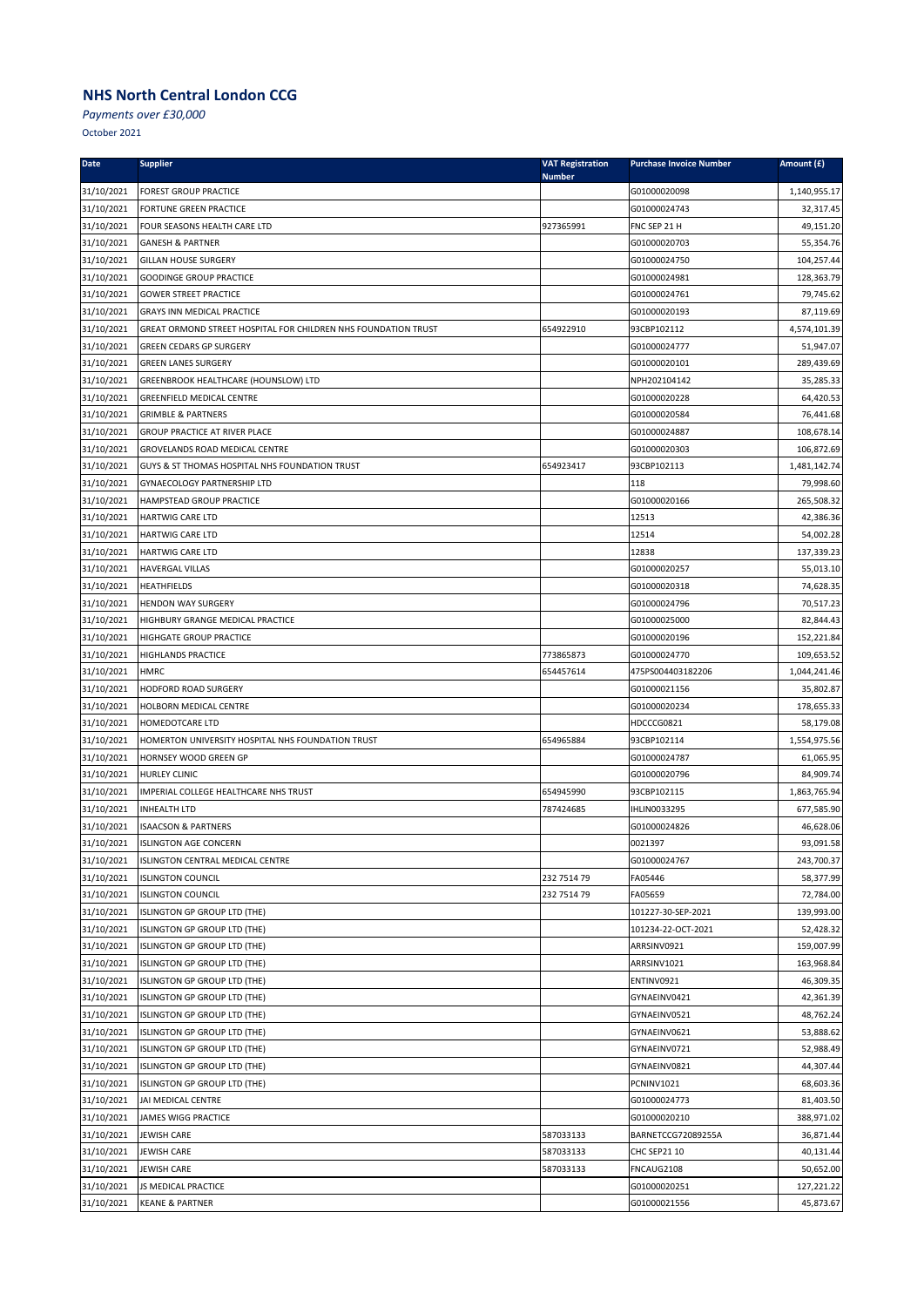## NHS North Central London CCG

*Payments over £30,000*

October 2021

| Date | Supplier | VAT Registration Number | Purchase Invoice Number | Amount (£) |
|---|---|---|---|---|
| 31/10/2021 | FOREST GROUP PRACTICE | | G01000020098 | 1,140,955.17 |
| 31/10/2021 | FORTUNE GREEN PRACTICE | | G01000024743 | 32,317.45 |
| 31/10/2021 | FOUR SEASONS HEALTH CARE LTD | 927365991 | FNC SEP 21 H | 49,151.20 |
| 31/10/2021 | GANESH & PARTNER | | G01000020703 | 55,354.76 |
| 31/10/2021 | GILLAN HOUSE SURGERY | | G01000024750 | 104,257.44 |
| 31/10/2021 | GOODINGE GROUP PRACTICE | | G01000024981 | 128,363.79 |
| 31/10/2021 | GOWER STREET PRACTICE | | G01000024761 | 79,745.62 |
| 31/10/2021 | GRAYS INN MEDICAL PRACTICE | | G01000020193 | 87,119.69 |
| 31/10/2021 | GREAT ORMOND STREET HOSPITAL FOR CHILDREN NHS FOUNDATION TRUST | 654922910 | 93CBP102112 | 4,574,101.39 |
| 31/10/2021 | GREEN CEDARS GP SURGERY | | G01000024777 | 51,947.07 |
| 31/10/2021 | GREEN LANES SURGERY | | G01000020101 | 289,439.69 |
| 31/10/2021 | GREENBROOK HEALTHCARE (HOUNSLOW) LTD | | NPH202104142 | 35,285.33 |
| 31/10/2021 | GREENFIELD MEDICAL CENTRE | | G01000020228 | 64,420.53 |
| 31/10/2021 | GRIMBLE & PARTNERS | | G01000020584 | 76,441.68 |
| 31/10/2021 | GROUP PRACTICE AT RIVER PLACE | | G01000024887 | 108,678.14 |
| 31/10/2021 | GROVELANDS ROAD MEDICAL CENTRE | | G01000020303 | 106,872.69 |
| 31/10/2021 | GUYS & ST THOMAS HOSPITAL NHS FOUNDATION TRUST | 654923417 | 93CBP102113 | 1,481,142.74 |
| 31/10/2021 | GYNAECOLOGY PARTNERSHIP LTD | | 118 | 79,998.60 |
| 31/10/2021 | HAMPSTEAD GROUP PRACTICE | | G01000020166 | 265,508.32 |
| 31/10/2021 | HARTWIG CARE LTD | | 12513 | 42,386.36 |
| 31/10/2021 | HARTWIG CARE LTD | | 12514 | 54,002.28 |
| 31/10/2021 | HARTWIG CARE LTD | | 12838 | 137,339.23 |
| 31/10/2021 | HAVERGAL VILLAS | | G01000020257 | 55,013.10 |
| 31/10/2021 | HEATHFIELDS | | G01000020318 | 74,628.35 |
| 31/10/2021 | HENDON WAY SURGERY | | G01000024796 | 70,517.23 |
| 31/10/2021 | HIGHBURY GRANGE MEDICAL PRACTICE | | G01000025000 | 82,844.43 |
| 31/10/2021 | HIGHGATE GROUP PRACTICE | | G01000020196 | 152,221.84 |
| 31/10/2021 | HIGHLANDS PRACTICE | 773865873 | G01000024770 | 109,653.52 |
| 31/10/2021 | HMRC | 654457614 | 475PS004403182206 | 1,044,241.46 |
| 31/10/2021 | HODFORD ROAD SURGERY | | G01000021156 | 35,802.87 |
| 31/10/2021 | HOLBORN MEDICAL CENTRE | | G01000020234 | 178,655.33 |
| 31/10/2021 | HOMEDOTCARE LTD | | HDCCCG0821 | 58,179.08 |
| 31/10/2021 | HOMERTON UNIVERSITY HOSPITAL NHS FOUNDATION TRUST | 654965884 | 93CBP102114 | 1,554,975.56 |
| 31/10/2021 | HORNSEY WOOD GREEN GP | | G01000024787 | 61,065.95 |
| 31/10/2021 | HURLEY CLINIC | | G01000020796 | 84,909.74 |
| 31/10/2021 | IMPERIAL COLLEGE HEALTHCARE NHS TRUST | 654945990 | 93CBP102115 | 1,863,765.94 |
| 31/10/2021 | INHEALTH LTD | 787424685 | IHLIN0033295 | 677,585.90 |
| 31/10/2021 | ISAACSON & PARTNERS | | G01000024826 | 46,628.06 |
| 31/10/2021 | ISLINGTON AGE CONCERN | | 0021397 | 93,091.58 |
| 31/10/2021 | ISLINGTON CENTRAL MEDICAL CENTRE | | G01000024767 | 243,700.37 |
| 31/10/2021 | ISLINGTON COUNCIL | 232 7514 79 | FA05446 | 58,377.99 |
| 31/10/2021 | ISLINGTON COUNCIL | 232 7514 79 | FA05659 | 72,784.00 |
| 31/10/2021 | ISLINGTON GP GROUP LTD (THE) | | 101227-30-SEP-2021 | 139,993.00 |
| 31/10/2021 | ISLINGTON GP GROUP LTD (THE) | | 101234-22-OCT-2021 | 52,428.32 |
| 31/10/2021 | ISLINGTON GP GROUP LTD (THE) | | ARRSINV0921 | 159,007.99 |
| 31/10/2021 | ISLINGTON GP GROUP LTD (THE) | | ARRSINV1021 | 163,968.84 |
| 31/10/2021 | ISLINGTON GP GROUP LTD (THE) | | ENTINV0921 | 46,309.35 |
| 31/10/2021 | ISLINGTON GP GROUP LTD (THE) | | GYNAEINV0421 | 42,361.39 |
| 31/10/2021 | ISLINGTON GP GROUP LTD (THE) | | GYNAEINV0521 | 48,762.24 |
| 31/10/2021 | ISLINGTON GP GROUP LTD (THE) | | GYNAEINV0621 | 53,888.62 |
| 31/10/2021 | ISLINGTON GP GROUP LTD (THE) | | GYNAEINV0721 | 52,988.49 |
| 31/10/2021 | ISLINGTON GP GROUP LTD (THE) | | GYNAEINV0821 | 44,307.44 |
| 31/10/2021 | ISLINGTON GP GROUP LTD (THE) | | PCNINV1021 | 68,603.36 |
| 31/10/2021 | JAI MEDICAL CENTRE | | G01000024773 | 81,403.50 |
| 31/10/2021 | JAMES WIGG PRACTICE | | G01000020210 | 388,971.02 |
| 31/10/2021 | JEWISH CARE | 587033133 | BARNETCCG72089255A | 36,871.44 |
| 31/10/2021 | JEWISH CARE | 587033133 | CHC SEP21 10 | 40,131.44 |
| 31/10/2021 | JEWISH CARE | 587033133 | FNCAUG2108 | 50,652.00 |
| 31/10/2021 | JS MEDICAL PRACTICE | | G01000020251 | 127,221.22 |
| 31/10/2021 | KEANE & PARTNER | | G01000021556 | 45,873.67 |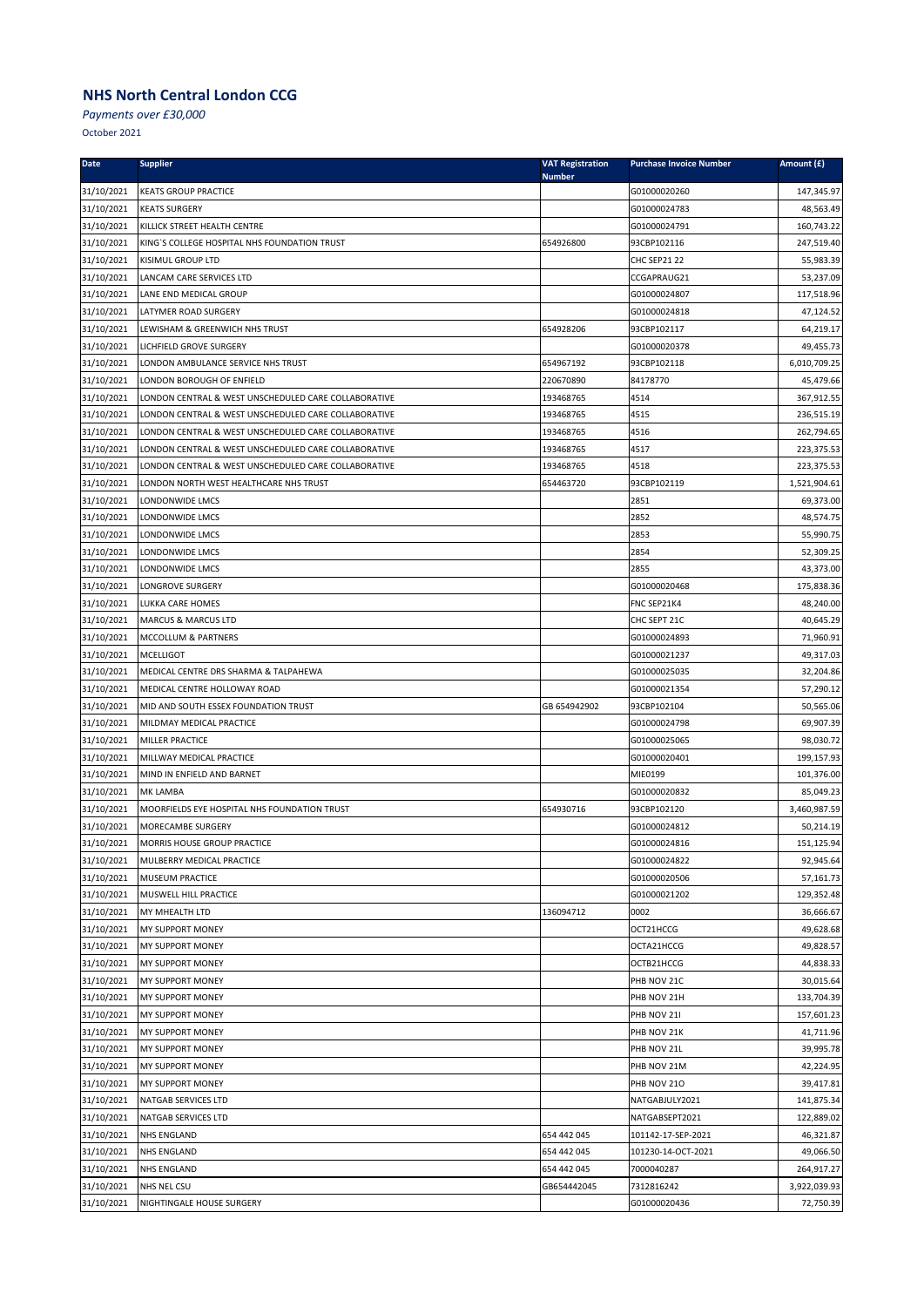## NHS North Central London CCG

*Payments over £30,000*

October 2021

| Date | Supplier | VAT Registration Number | Purchase Invoice Number | Amount (£) |
|---|---|---|---|---|
| 31/10/2021 | KEATS GROUP PRACTICE | | G01000020260 | 147,345.97 |
| 31/10/2021 | KEATS SURGERY | | G01000024783 | 48,563.49 |
| 31/10/2021 | KILLICK STREET HEALTH CENTRE | | G01000024791 | 160,743.22 |
| 31/10/2021 | KING`S COLLEGE HOSPITAL NHS FOUNDATION TRUST | 654926800 | 93CBP102116 | 247,519.40 |
| 31/10/2021 | KISIMUL GROUP LTD | | CHC SEP21 22 | 55,983.39 |
| 31/10/2021 | LANCAM CARE SERVICES LTD | | CCGAPRAUG21 | 53,237.09 |
| 31/10/2021 | LANE END MEDICAL GROUP | | G01000024807 | 117,518.96 |
| 31/10/2021 | LATYMER ROAD SURGERY | | G01000024818 | 47,124.52 |
| 31/10/2021 | LEWISHAM & GREENWICH NHS TRUST | 654928206 | 93CBP102117 | 64,219.17 |
| 31/10/2021 | LICHFIELD GROVE SURGERY | | G01000020378 | 49,455.73 |
| 31/10/2021 | LONDON AMBULANCE SERVICE NHS TRUST | 654967192 | 93CBP102118 | 6,010,709.25 |
| 31/10/2021 | LONDON BOROUGH OF ENFIELD | 220670890 | 84178770 | 45,479.66 |
| 31/10/2021 | LONDON CENTRAL & WEST UNSCHEDULED CARE COLLABORATIVE | 193468765 | 4514 | 367,912.55 |
| 31/10/2021 | LONDON CENTRAL & WEST UNSCHEDULED CARE COLLABORATIVE | 193468765 | 4515 | 236,515.19 |
| 31/10/2021 | LONDON CENTRAL & WEST UNSCHEDULED CARE COLLABORATIVE | 193468765 | 4516 | 262,794.65 |
| 31/10/2021 | LONDON CENTRAL & WEST UNSCHEDULED CARE COLLABORATIVE | 193468765 | 4517 | 223,375.53 |
| 31/10/2021 | LONDON CENTRAL & WEST UNSCHEDULED CARE COLLABORATIVE | 193468765 | 4518 | 223,375.53 |
| 31/10/2021 | LONDON NORTH WEST HEALTHCARE NHS TRUST | 654463720 | 93CBP102119 | 1,521,904.61 |
| 31/10/2021 | LONDONWIDE LMCS | | 2851 | 69,373.00 |
| 31/10/2021 | LONDONWIDE LMCS | | 2852 | 48,574.75 |
| 31/10/2021 | LONDONWIDE LMCS | | 2853 | 55,990.75 |
| 31/10/2021 | LONDONWIDE LMCS | | 2854 | 52,309.25 |
| 31/10/2021 | LONDONWIDE LMCS | | 2855 | 43,373.00 |
| 31/10/2021 | LONGROVE SURGERY | | G01000020468 | 175,838.36 |
| 31/10/2021 | LUKKA CARE HOMES | | FNC SEP21K4 | 48,240.00 |
| 31/10/2021 | MARCUS & MARCUS LTD | | CHC SEPT 21C | 40,645.29 |
| 31/10/2021 | MCCOLLUM & PARTNERS | | G01000024893 | 71,960.91 |
| 31/10/2021 | MCELLIGOT | | G01000021237 | 49,317.03 |
| 31/10/2021 | MEDICAL CENTRE DRS SHARMA & TALPAHEWA | | G01000025035 | 32,204.86 |
| 31/10/2021 | MEDICAL CENTRE HOLLOWAY ROAD | | G01000021354 | 57,290.12 |
| 31/10/2021 | MID AND SOUTH ESSEX FOUNDATION TRUST | GB 654942902 | 93CBP102104 | 50,565.06 |
| 31/10/2021 | MILDMAY MEDICAL PRACTICE | | G01000024798 | 69,907.39 |
| 31/10/2021 | MILLER PRACTICE | | G01000025065 | 98,030.72 |
| 31/10/2021 | MILLWAY MEDICAL PRACTICE | | G01000020401 | 199,157.93 |
| 31/10/2021 | MIND IN ENFIELD AND BARNET | | MIE0199 | 101,376.00 |
| 31/10/2021 | MK LAMBA | | G01000020832 | 85,049.23 |
| 31/10/2021 | MOORFIELDS EYE HOSPITAL NHS FOUNDATION TRUST | 654930716 | 93CBP102120 | 3,460,987.59 |
| 31/10/2021 | MORECAMBE SURGERY | | G01000024812 | 50,214.19 |
| 31/10/2021 | MORRIS HOUSE GROUP PRACTICE | | G01000024816 | 151,125.94 |
| 31/10/2021 | MULBERRY MEDICAL PRACTICE | | G01000024822 | 92,945.64 |
| 31/10/2021 | MUSEUM PRACTICE | | G01000020506 | 57,161.73 |
| 31/10/2021 | MUSWELL HILL PRACTICE | | G01000021202 | 129,352.48 |
| 31/10/2021 | MY MHEALTH LTD | 136094712 | 0002 | 36,666.67 |
| 31/10/2021 | MY SUPPORT MONEY | | OCT21HCCG | 49,628.68 |
| 31/10/2021 | MY SUPPORT MONEY | | OCTA21HCCG | 49,828.57 |
| 31/10/2021 | MY SUPPORT MONEY | | OCTB21HCCG | 44,838.33 |
| 31/10/2021 | MY SUPPORT MONEY | | PHB NOV 21C | 30,015.64 |
| 31/10/2021 | MY SUPPORT MONEY | | PHB NOV 21H | 133,704.39 |
| 31/10/2021 | MY SUPPORT MONEY | | PHB NOV 21I | 157,601.23 |
| 31/10/2021 | MY SUPPORT MONEY | | PHB NOV 21K | 41,711.96 |
| 31/10/2021 | MY SUPPORT MONEY | | PHB NOV 21L | 39,995.78 |
| 31/10/2021 | MY SUPPORT MONEY | | PHB NOV 21M | 42,224.95 |
| 31/10/2021 | MY SUPPORT MONEY | | PHB NOV 21O | 39,417.81 |
| 31/10/2021 | NATGAB SERVICES LTD | | NATGABJULY2021 | 141,875.34 |
| 31/10/2021 | NATGAB SERVICES LTD | | NATGABSEPT2021 | 122,889.02 |
| 31/10/2021 | NHS ENGLAND | 654 442 045 | 101142-17-SEP-2021 | 46,321.87 |
| 31/10/2021 | NHS ENGLAND | 654 442 045 | 101230-14-OCT-2021 | 49,066.50 |
| 31/10/2021 | NHS ENGLAND | 654 442 045 | 7000040287 | 264,917.27 |
| 31/10/2021 | NHS NEL CSU | GB654442045 | 7312816242 | 3,922,039.93 |
| 31/10/2021 | NIGHTINGALE HOUSE SURGERY | | G01000020436 | 72,750.39 |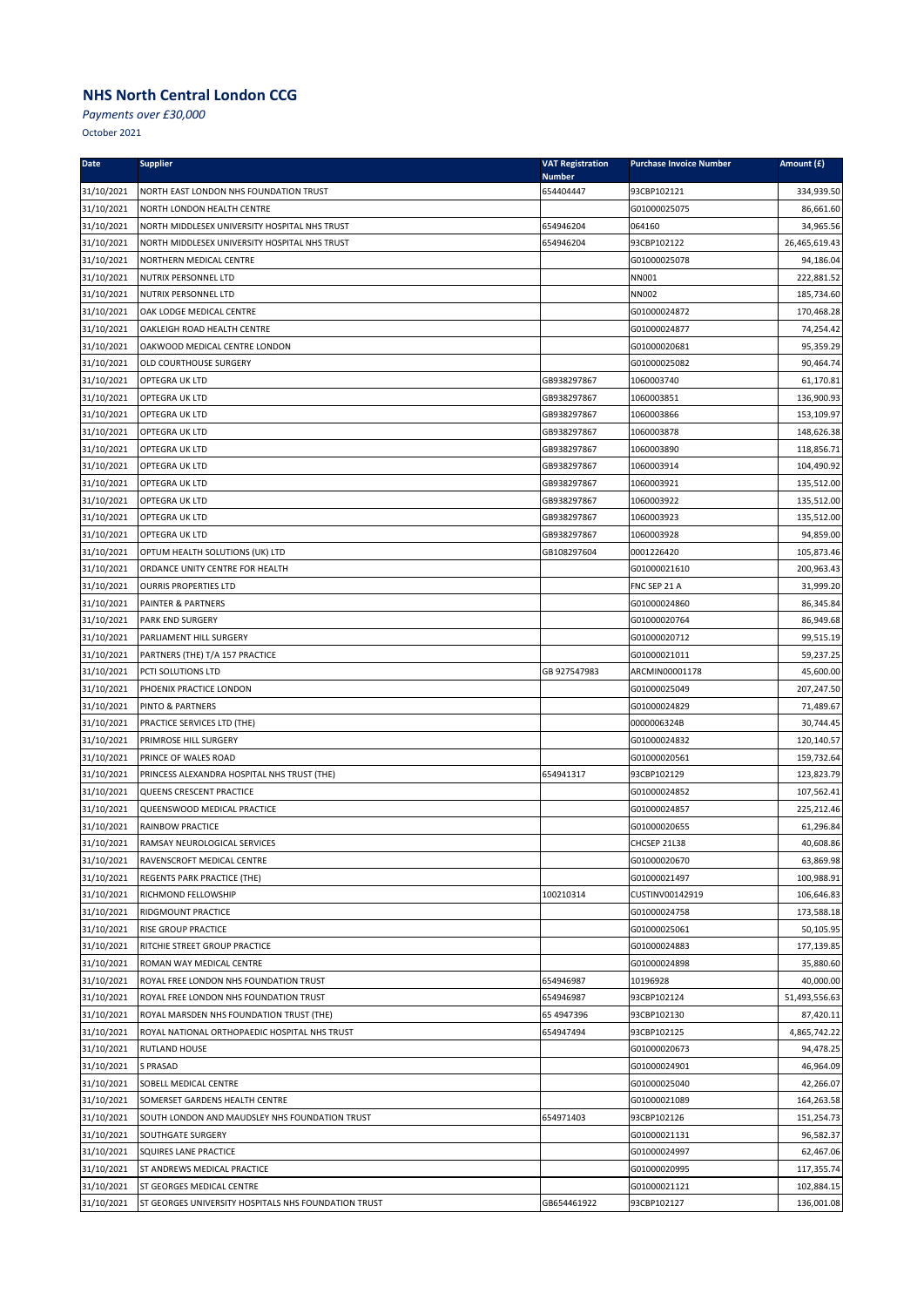## NHS North Central London CCG

*Payments over £30,000*

October 2021

| Date | Supplier | VAT Registration Number | Purchase Invoice Number | Amount (£) |
|---|---|---|---|---|
| 31/10/2021 | NORTH EAST LONDON NHS FOUNDATION TRUST | 654404447 | 93CBP102121 | 334,939.50 |
| 31/10/2021 | NORTH LONDON HEALTH CENTRE | | G01000025075 | 86,661.60 |
| 31/10/2021 | NORTH MIDDLESEX UNIVERSITY HOSPITAL NHS TRUST | 654946204 | 064160 | 34,965.56 |
| 31/10/2021 | NORTH MIDDLESEX UNIVERSITY HOSPITAL NHS TRUST | 654946204 | 93CBP102122 | 26,465,619.43 |
| 31/10/2021 | NORTHERN MEDICAL CENTRE | | G01000025078 | 94,186.04 |
| 31/10/2021 | NUTRIX PERSONNEL LTD | | NN001 | 222,881.52 |
| 31/10/2021 | NUTRIX PERSONNEL LTD | | NN002 | 185,734.60 |
| 31/10/2021 | OAK LODGE MEDICAL CENTRE | | G01000024872 | 170,468.28 |
| 31/10/2021 | OAKLEIGH ROAD HEALTH CENTRE | | G01000024877 | 74,254.42 |
| 31/10/2021 | OAKWOOD MEDICAL CENTRE LONDON | | G01000020681 | 95,359.29 |
| 31/10/2021 | OLD COURTHOUSE SURGERY | | G01000025082 | 90,464.74 |
| 31/10/2021 | OPTEGRA UK LTD | GB938297867 | 1060003740 | 61,170.81 |
| 31/10/2021 | OPTEGRA UK LTD | GB938297867 | 1060003851 | 136,900.93 |
| 31/10/2021 | OPTEGRA UK LTD | GB938297867 | 1060003866 | 153,109.97 |
| 31/10/2021 | OPTEGRA UK LTD | GB938297867 | 1060003878 | 148,626.38 |
| 31/10/2021 | OPTEGRA UK LTD | GB938297867 | 1060003890 | 118,856.71 |
| 31/10/2021 | OPTEGRA UK LTD | GB938297867 | 1060003914 | 104,490.92 |
| 31/10/2021 | OPTEGRA UK LTD | GB938297867 | 1060003921 | 135,512.00 |
| 31/10/2021 | OPTEGRA UK LTD | GB938297867 | 1060003922 | 135,512.00 |
| 31/10/2021 | OPTEGRA UK LTD | GB938297867 | 1060003923 | 135,512.00 |
| 31/10/2021 | OPTEGRA UK LTD | GB938297867 | 1060003928 | 94,859.00 |
| 31/10/2021 | OPTUM HEALTH SOLUTIONS (UK) LTD | GB108297604 | 0001226420 | 105,873.46 |
| 31/10/2021 | ORDANCE UNITY CENTRE FOR HEALTH | | G01000021610 | 200,963.43 |
| 31/10/2021 | OURRIS PROPERTIES LTD | | FNC SEP 21 A | 31,999.20 |
| 31/10/2021 | PAINTER & PARTNERS | | G01000024860 | 86,345.84 |
| 31/10/2021 | PARK END SURGERY | | G01000020764 | 86,949.68 |
| 31/10/2021 | PARLIAMENT HILL SURGERY | | G01000020712 | 99,515.19 |
| 31/10/2021 | PARTNERS (THE) T/A 157 PRACTICE | | G01000021011 | 59,237.25 |
| 31/10/2021 | PCTI SOLUTIONS LTD | GB 927547983 | ARCMIN00001178 | 45,600.00 |
| 31/10/2021 | PHOENIX PRACTICE LONDON | | G01000025049 | 207,247.50 |
| 31/10/2021 | PINTO & PARTNERS | | G01000024829 | 71,489.67 |
| 31/10/2021 | PRACTICE SERVICES LTD (THE) | | 00000063248 | 30,744.45 |
| 31/10/2021 | PRIMROSE HILL SURGERY | | G01000024832 | 120,140.57 |
| 31/10/2021 | PRINCE OF WALES ROAD | | G01000020561 | 159,732.64 |
| 31/10/2021 | PRINCESS ALEXANDRA HOSPITAL NHS TRUST (THE) | 654941317 | 93CBP102129 | 123,823.79 |
| 31/10/2021 | QUEENS CRESCENT PRACTICE | | G01000024852 | 107,562.41 |
| 31/10/2021 | QUEENSWOOD MEDICAL PRACTICE | | G01000024857 | 225,212.46 |
| 31/10/2021 | RAINBOW PRACTICE | | G01000020655 | 61,296.84 |
| 31/10/2021 | RAMSAY NEUROLOGICAL SERVICES | | CHCSEP 21L38 | 40,608.86 |
| 31/10/2021 | RAVENSCROFT MEDICAL CENTRE | | G01000020670 | 63,869.98 |
| 31/10/2021 | REGENTS PARK PRACTICE (THE) | | G01000021497 | 100,988.91 |
| 31/10/2021 | RICHMOND FELLOWSHIP | 100210314 | CUSTINV00142919 | 106,646.83 |
| 31/10/2021 | RIDGMOUNT PRACTICE | | G01000024758 | 173,588.18 |
| 31/10/2021 | RISE GROUP PRACTICE | | G01000025061 | 50,105.95 |
| 31/10/2021 | RITCHIE STREET GROUP PRACTICE | | G01000024883 | 177,139.85 |
| 31/10/2021 | ROMAN WAY MEDICAL CENTRE | | G01000024898 | 35,880.60 |
| 31/10/2021 | ROYAL FREE LONDON NHS FOUNDATION TRUST | 654946987 | 10196928 | 40,000.00 |
| 31/10/2021 | ROYAL FREE LONDON NHS FOUNDATION TRUST | 654946987 | 93CBP102124 | 51,493,556.63 |
| 31/10/2021 | ROYAL MARSDEN NHS FOUNDATION TRUST (THE) | 65 4947396 | 93CBP102130 | 87,420.11 |
| 31/10/2021 | ROYAL NATIONAL ORTHOPAEDIC HOSPITAL NHS TRUST | 654947494 | 93CBP102125 | 4,865,742.22 |
| 31/10/2021 | RUTLAND HOUSE | | G01000020673 | 94,478.25 |
| 31/10/2021 | S PRASAD | | G01000024901 | 46,964.09 |
| 31/10/2021 | SOBELL MEDICAL CENTRE | | G01000025040 | 42,266.07 |
| 31/10/2021 | SOMERSET GARDENS HEALTH CENTRE | | G01000021089 | 164,263.58 |
| 31/10/2021 | SOUTH LONDON AND MAUDSLEY NHS FOUNDATION TRUST | 654971403 | 93CBP102126 | 151,254.73 |
| 31/10/2021 | SOUTHGATE SURGERY | | G01000021131 | 96,582.37 |
| 31/10/2021 | SQUIRES LANE PRACTICE | | G01000024997 | 62,467.06 |
| 31/10/2021 | ST ANDREWS MEDICAL PRACTICE | | G01000020995 | 117,355.74 |
| 31/10/2021 | ST GEORGES MEDICAL CENTRE | | G01000021121 | 102,884.15 |
| 31/10/2021 | ST GEORGES UNIVERSITY HOSPITALS NHS FOUNDATION TRUST | GB654461922 | 93CBP102127 | 136,001.08 |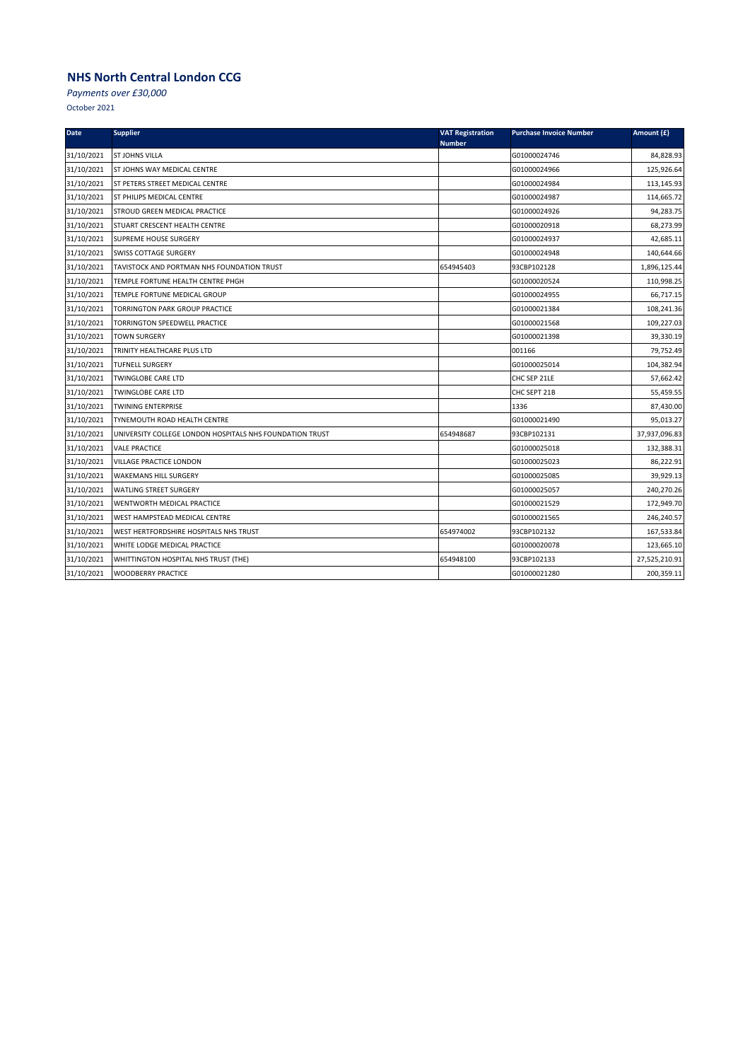## NHS North Central London CCG

*Payments over £30,000*

October 2021

| Date | Supplier | VAT Registration Number | Purchase Invoice Number | Amount (£) |
|---|---|---|---|---|
| 31/10/2021 | ST JOHNS VILLA | | G01000024746 | 84,828.93 |
| 31/10/2021 | ST JOHNS WAY MEDICAL CENTRE | | G01000024966 | 125,926.64 |
| 31/10/2021 | ST PETERS STREET MEDICAL CENTRE | | G01000024984 | 113,145.93 |
| 31/10/2021 | ST PHILIPS MEDICAL CENTRE | | G01000024987 | 114,665.72 |
| 31/10/2021 | STROUD GREEN MEDICAL PRACTICE | | G01000024926 | 94,283.75 |
| 31/10/2021 | STUART CRESCENT HEALTH CENTRE | | G01000020918 | 68,273.99 |
| 31/10/2021 | SUPREME HOUSE SURGERY | | G01000024937 | 42,685.11 |
| 31/10/2021 | SWISS COTTAGE SURGERY | | G01000024948 | 140,644.66 |
| 31/10/2021 | TAVISTOCK AND PORTMAN NHS FOUNDATION TRUST | 654945403 | 93CBP102128 | 1,896,125.44 |
| 31/10/2021 | TEMPLE FORTUNE HEALTH CENTRE PHGH | | G01000020524 | 110,998.25 |
| 31/10/2021 | TEMPLE FORTUNE MEDICAL GROUP | | G01000024955 | 66,717.15 |
| 31/10/2021 | TORRINGTON PARK GROUP PRACTICE | | G01000021384 | 108,241.36 |
| 31/10/2021 | TORRINGTON SPEEDWELL PRACTICE | | G01000021568 | 109,227.03 |
| 31/10/2021 | TOWN SURGERY | | G01000021398 | 39,330.19 |
| 31/10/2021 | TRINITY HEALTHCARE PLUS LTD | | 001166 | 79,752.49 |
| 31/10/2021 | TUFNELL SURGERY | | G01000025014 | 104,382.94 |
| 31/10/2021 | TWINGLOBE CARE LTD | | CHC SEP 21LE | 57,662.42 |
| 31/10/2021 | TWINGLOBE CARE LTD | | CHC SEPT 21B | 55,459.55 |
| 31/10/2021 | TWINING ENTERPRISE | | 1336 | 87,430.00 |
| 31/10/2021 | TYNEMOUTH ROAD HEALTH CENTRE | | G01000021490 | 95,013.27 |
| 31/10/2021 | UNIVERSITY COLLEGE LONDON HOSPITALS NHS FOUNDATION TRUST | 654948687 | 93CBP102131 | 37,937,096.83 |
| 31/10/2021 | VALE PRACTICE | | G01000025018 | 132,388.31 |
| 31/10/2021 | VILLAGE PRACTICE LONDON | | G01000025023 | 86,222.91 |
| 31/10/2021 | WAKEMANS HILL SURGERY | | G01000025085 | 39,929.13 |
| 31/10/2021 | WATLING STREET SURGERY | | G01000025057 | 240,270.26 |
| 31/10/2021 | WENTWORTH MEDICAL PRACTICE | | G01000021529 | 172,949.70 |
| 31/10/2021 | WEST HAMPSTEAD MEDICAL CENTRE | | G01000021565 | 246,240.57 |
| 31/10/2021 | WEST HERTFORDSHIRE HOSPITALS NHS TRUST | 654974002 | 93CBP102132 | 167,533.84 |
| 31/10/2021 | WHITE LODGE MEDICAL PRACTICE | | G01000020078 | 123,665.10 |
| 31/10/2021 | WHITTINGTON HOSPITAL NHS TRUST (THE) | 654948100 | 93CBP102133 | 27,525,210.91 |
| 31/10/2021 | WOODBERRY PRACTICE | | G01000021280 | 200,359.11 |